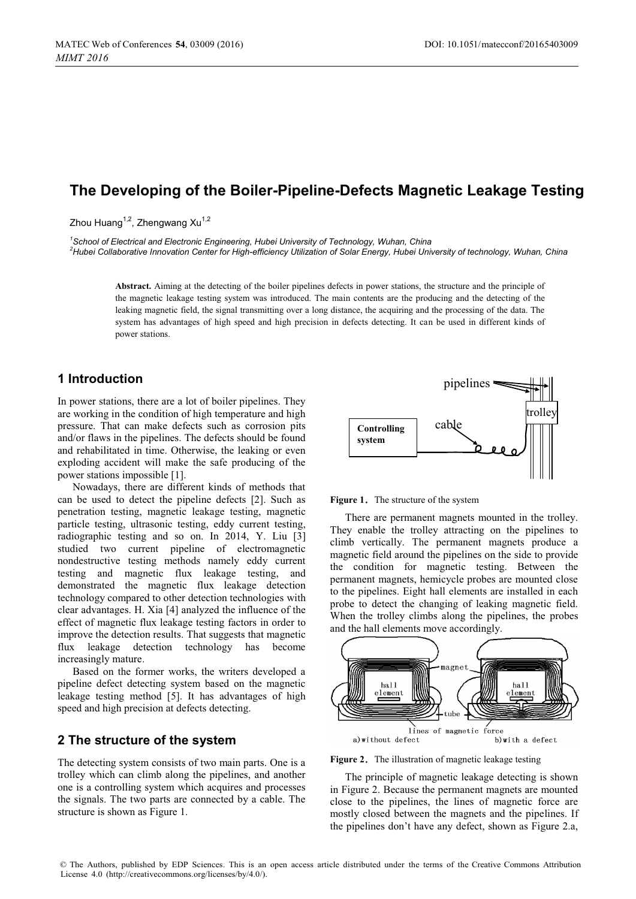# The Developing of the Boiler-Pipeline-Defects Magnetic Leakage Testing

Zhou Huang[1,2], Zhengwang Xu[1,2]

[1]*School of Electrical and Electronic Engineering, Hubei University of Technology, Wuhan, China*
[2]*Hubei Collaborative Innovation Center for High-efficiency Utilization of Solar Energy, Hubei University of technology, Wuhan, China*

**Abstract.** Aiming at the detecting of the boiler pipelines defects in power stations, the structure and the principle of the magnetic leakage testing system was introduced. The main contents are the producing and the detecting of the leaking magnetic field, the signal transmitting over a long distance, the acquiring and the processing of the data. The system has advantages of high speed and high precision in defects detecting. It can be used in different kinds of power stations.

## 1 Introduction

In power stations, there are a lot of boiler pipelines. They are working in the condition of high temperature and high pressure. That can make defects such as corrosion pits and/or flaws in the pipelines. The defects should be found and rehabilitated in time. Otherwise, the leaking or even exploding accident will make the safe producing of the power stations impossible [1].

Nowadays, there are different kinds of methods that can be used to detect the pipeline defects [2]. Such as penetration testing, magnetic leakage testing, magnetic particle testing, ultrasonic testing, eddy current testing, radiographic testing and so on. In 2014, Y. Liu [3] studied two current pipeline of electromagnetic nondestructive testing methods namely eddy current testing and magnetic flux leakage testing, and demonstrated the magnetic flux leakage detection technology compared to other detection technologies with clear advantages. H. Xia [4] analyzed the influence of the effect of magnetic flux leakage testing factors in order to improve the detection results. That suggests that magnetic flux leakage detection technology has become increasingly mature.

Based on the former works, the writers developed a pipeline defect detecting system based on the magnetic leakage testing method [5]. It has advantages of high speed and high precision at defects detecting.

## 2 The structure of the system

The detecting system consists of two main parts. One is a trolley which can climb along the pipelines, and another one is a controlling system which acquires and processes the signals. The two parts are connected by a cable. The structure is shown as Figure 1.

**Figure 1.** The structure of the system

There are permanent magnets mounted in the trolley. They enable the trolley attracting on the pipelines to climb vertically. The permanent magnets produce a magnetic field around the pipelines on the side to provide the condition for magnetic testing. Between the permanent magnets, hemicycle probes are mounted close to the pipelines. Eight hall elements are installed in each probe to detect the changing of leaking magnetic field. When the trolley climbs along the pipelines, the probes and the hall elements move accordingly.

**Figure 2.** The illustration of magnetic leakage testing

The principle of magnetic leakage detecting is shown in Figure 2. Because the permanent magnets are mounted close to the pipelines, the lines of magnetic force are mostly closed between the magnets and the pipelines. If the pipelines don't have any defect, shown as Figure 2.a,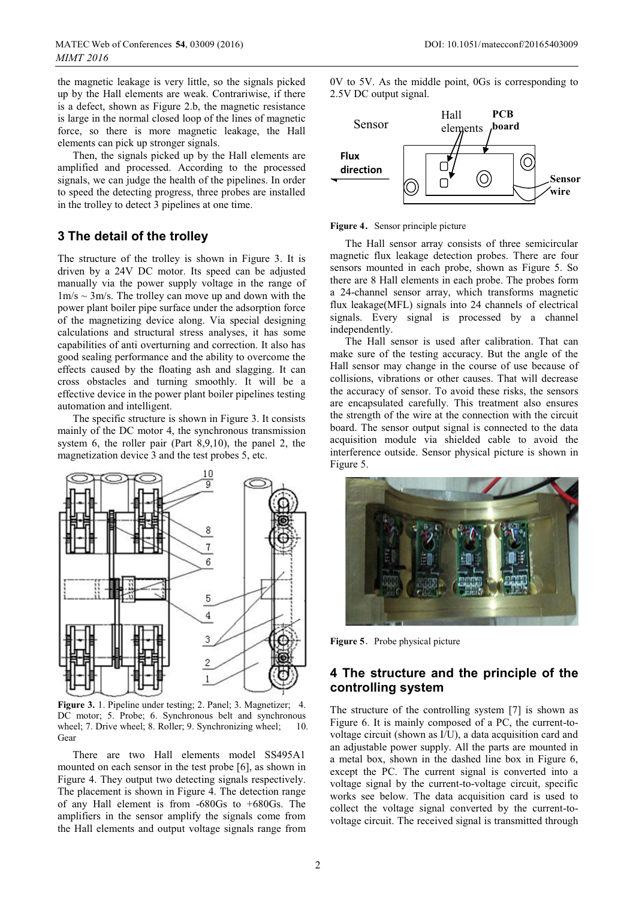the magnetic leakage is very little, so the signals picked up by the Hall elements are weak. Contrariwise, if there is a defect, shown as Figure 2.b, the magnetic resistance is large in the normal closed loop of the lines of magnetic force, so there is more magnetic leakage, the Hall elements can pick up stronger signals.

Then, the signals picked up by the Hall elements are amplified and processed. According to the processed signals, we can judge the health of the pipelines. In order to speed the detecting progress, three probes are installed in the trolley to detect 3 pipelines at one time.

## 3 The detail of the trolley

The structure of the trolley is shown in Figure 3. It is driven by a 24V DC motor. Its speed can be adjusted manually via the power supply voltage in the range of 1m/s ~ 3m/s. The trolley can move up and down with the power plant boiler pipe surface under the adsorption force of the magnetizing device along. Via special designing calculations and structural stress analyses, it has some capabilities of anti overturning and correction. It also has good sealing performance and the ability to overcome the effects caused by the floating ash and slagging. It can cross obstacles and turning smoothly. It will be a effective device in the power plant boiler pipelines testing automation and intelligent.

The specific structure is shown in Figure 3. It consists mainly of the DC motor 4, the synchronous transmission system 6, the roller pair (Part 8,9,10), the panel 2, the magnetization device 3 and the test probes 5, etc.

**Figure 3.** 1. Pipeline under testing; 2. Panel; 3. Magnetizer; 4. DC motor; 5. Probe; 6. Synchronous belt and synchronous wheel; 7. Drive wheel; 8. Roller; 9. Synchronizing wheel; 10. Gear

There are two Hall elements model SS495A1 mounted on each sensor in the test probe [6], as shown in Figure 4. They output two detecting signals respectively. The placement is shown in Figure 4. The detection range of any Hall element is from -680Gs to +680Gs. The amplifiers in the sensor amplify the signals come from the Hall elements and output voltage signals range from 0V to 5V. As the middle point, 0Gs is corresponding to 2.5V DC output signal.

**Figure 4.** Sensor principle picture

The Hall sensor array consists of three semicircular magnetic flux leakage detection probes. There are four sensors mounted in each probe, shown as Figure 5. So there are 8 Hall elements in each probe. The probes form a 24-channel sensor array, which transforms magnetic flux leakage(MFL) signals into 24 channels of electrical signals. Every signal is processed by a channel independently.

The Hall sensor is used after calibration. That can make sure of the testing accuracy. But the angle of the Hall sensor may change in the course of use because of collisions, vibrations or other causes. That will decrease the accuracy of sensor. To avoid these risks, the sensors are encapsulated carefully. This treatment also ensures the strength of the wire at the connection with the circuit board. The sensor output signal is connected to the data acquisition module via shielded cable to avoid the interference outside. Sensor physical picture is shown in Figure 5.

**Figure 5.** Probe physical picture

## 4 The structure and the principle of the controlling system

The structure of the controlling system [7] is shown as Figure 6. It is mainly composed of a PC, the current-to-voltage circuit (shown as I/U), a data acquisition card and an adjustable power supply. All the parts are mounted in a metal box, shown in the dashed line box in Figure 6, except the PC. The current signal is converted into a voltage signal by the current-to-voltage circuit, specific works see below. The data acquisition card is used to collect the voltage signal converted by the current-to-voltage circuit. The received signal is transmitted through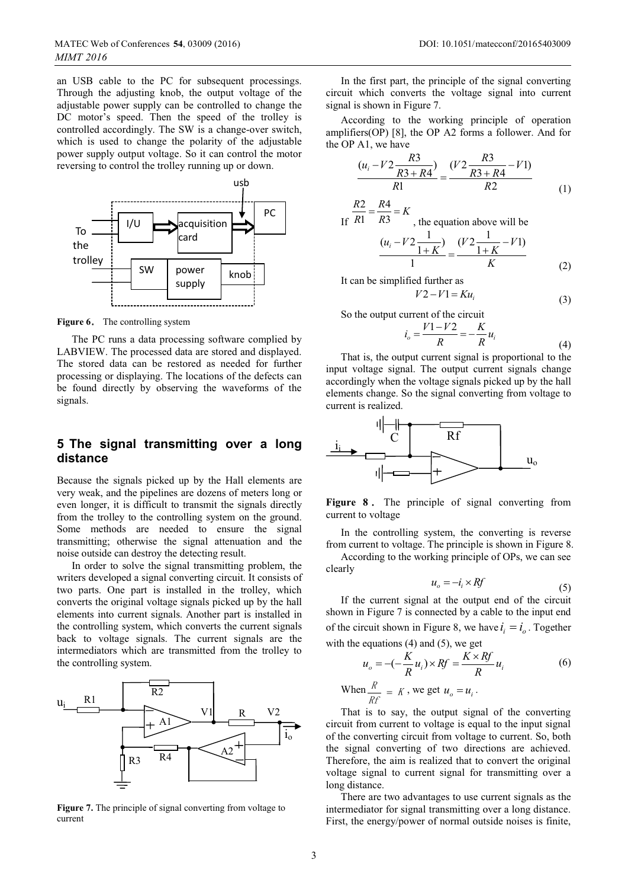an USB cable to the PC for subsequent processings. Through the adjusting knob, the output voltage of the adjustable power supply can be controlled to change the DC motor's speed. Then the speed of the trolley is controlled accordingly. The SW is a change-over switch, which is used to change the polarity of the adjustable power supply output voltage. So it can control the motor reversing to control the trolley running up or down.

**Figure 6.** The controlling system

The PC runs a data processing software complied by LABVIEW. The processed data are stored and displayed. The stored data can be restored as needed for further processing or displaying. The locations of the defects can be found directly by observing the waveforms of the signals.

## 5 The signal transmitting over a long distance

Because the signals picked up by the Hall elements are very weak, and the pipelines are dozens of meters long or even longer, it is difficult to transmit the signals directly from the trolley to the controlling system on the ground. Some methods are needed to ensure the signal transmitting; otherwise the signal attenuation and the noise outside can destroy the detecting result.

In order to solve the signal transmitting problem, the writers developed a signal converting circuit. It consists of two parts. One part is installed in the trolley, which converts the original voltage signals picked up by the hall elements into current signals. Another part is installed in the controlling system, which converts the current signals back to voltage signals. The current signals are the intermediators which are transmitted from the trolley to the controlling system.

**Figure 7.** The principle of signal converting from voltage to current

In the first part, the principle of the signal converting circuit which converts the voltage signal into current signal is shown in Figure 7.

According to the working principle of operation amplifiers(OP) [8], the OP A2 forms a follower. And for the OP A1, we have

$$\frac{(u_i - V2\frac{R3}{R3+R4})}{R1} = \frac{(V2\frac{R3}{R3+R4} - V1)}{R2} \tag{1}$$

If $\frac{R2}{R1} = \frac{R4}{R3} = K$, the equation above will be

$$\frac{(u_i - V2\frac{1}{1+K})}{1} = \frac{(V2\frac{1}{1+K} - V1)}{K} \tag{2}$$

It can be simplified further as

$$V2 - V1 = Ku_i \tag{3}$$

So the output current of the circuit

$$i_o = \frac{V1 - V2}{R} = -\frac{K}{R}u_i \tag{4}$$

That is, the output current signal is proportional to the input voltage signal. The output current signals change accordingly when the voltage signals picked up by the hall elements change. So the signal converting from voltage to current is realized.

**Figure 8.** The principle of signal converting from current to voltage

In the controlling system, the converting is reverse from current to voltage. The principle is shown in Figure 8.

According to the working principle of OPs, we can see clearly

$$u_o = -i_i \times Rf \tag{5}$$

If the current signal at the output end of the circuit shown in Figure 7 is connected by a cable to the input end of the circuit shown in Figure 8, we have $i_i = i_o$. Together with the equations (4) and (5), we get

$$u_o = -(-\frac{K}{R}u_i) \times Rf = \frac{K \times Rf}{R}u_i \tag{6}$$

When $\frac{R}{Rf} = K$, we get $u_o = u_i$.

That is to say, the output signal of the converting circuit from current to voltage is equal to the input signal of the converting circuit from voltage to current. So, both the signal converting of two directions are achieved. Therefore, the aim is realized that to convert the original voltage signal to current signal for transmitting over a long distance.

There are two advantages to use current signals as the intermediator for signal transmitting over a long distance. First, the energy/power of normal outside noises is finite,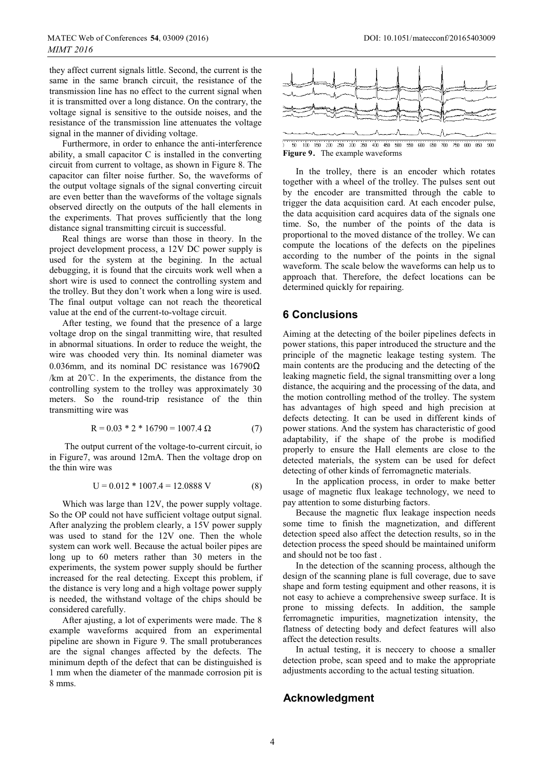they affect current signals little. Second, the current is the same in the same branch circuit, the resistance of the transmission line has no effect to the current signal when it is transmitted over a long distance. On the contrary, the voltage signal is sensitive to the outside noises, and the resistance of the transmission line attenuates the voltage signal in the manner of dividing voltage.

Furthermore, in order to enhance the anti-interference ability, a small capacitor C is installed in the converting circuit from current to voltage, as shown in Figure 8. The capacitor can filter noise further. So, the waveforms of the output voltage signals of the signal converting circuit are even better than the waveforms of the voltage signals observed directly on the outputs of the hall elements in the experiments. That proves sufficiently that the long distance signal transmitting circuit is successful.

Real things are worse than those in theory. In the project development process, a 12V DC power supply is used for the system at the begining. In the actual debugging, it is found that the circuits work well when a short wire is used to connect the controlling system and the trolley. But they don't work when a long wire is used. The final output voltage can not reach the theoretical value at the end of the current-to-voltage circuit.

After testing, we found that the presence of a large voltage drop on the singal tranmitting wire, that resulted in abnormal situations. In order to reduce the weight, the wire was chooded very thin. Its nominal diameter was 0.036mm, and its nominal DC resistance was 16790Ω /km at 20℃. In the experiments, the distance from the controlling system to the trolley was approximately 30 meters. So the round-trip resistance of the thin transmitting wire was

$$R = 0.03 * 2 * 16790 = 1007.4\ \Omega \tag{7}$$

The output current of the voltage-to-current circuit, io in Figure7, was around 12mA. Then the voltage drop on the thin wire was

$$U = 0.012 * 1007.4 = 12.0888\ \text{V} \tag{8}$$

Which was large than 12V, the power supply voltage. So the OP could not have sufficient voltage output signal. After analyzing the problem clearly, a 15V power supply was used to stand for the 12V one. Then the whole system can work well. Because the actual boiler pipes are long up to 60 meters rather than 30 meters in the experiments, the system power supply should be further increased for the real detecting. Except this problem, if the distance is very long and a high voltage power supply is needed, the withstand voltage of the chips should be considered carefully.

After ajusting, a lot of experiments were made. The 8 example waveforms acquired from an experimental pipeline are shown in Figure 9. The small protuberances are the signal changes affected by the defects. The minimum depth of the defect that can be distinguished is 1 mm when the diameter of the manmade corrosion pit is 8 mms.

**Figure 9.** The example waveforms

In the trolley, there is an encoder which rotates together with a wheel of the trolley. The pulses sent out by the encoder are transmitted through the cable to trigger the data acquisition card. At each encoder pulse, the data acquisition card acquires data of the signals one time. So, the number of the points of the data is proportional to the moved distance of the trolley. We can compute the locations of the defects on the pipelines according to the number of the points in the signal waveform. The scale below the waveforms can help us to approach that. Therefore, the defect locations can be determined quickly for repairing.

## 6 Conclusions

Aiming at the detecting of the boiler pipelines defects in power stations, this paper introduced the structure and the principle of the magnetic leakage testing system. The main contents are the producing and the detecting of the leaking magnetic field, the signal transmitting over a long distance, the acquiring and the processing of the data, and the motion controlling method of the trolley. The system has advantages of high speed and high precision at defects detecting. It can be used in different kinds of power stations. And the system has characteristic of good adaptability, if the shape of the probe is modified properly to ensure the Hall elements are close to the detected materials, the system can be used for defect detecting of other kinds of ferromagnetic materials.

In the application process, in order to make better usage of magnetic flux leakage technology, we need to pay attention to some disturbing factors.

Because the magnetic flux leakage inspection needs some time to finish the magnetization, and different detection speed also affect the detection results, so in the detection process the speed should be maintained uniform and should not be too fast .

In the detection of the scanning process, although the design of the scanning plane is full coverage, due to save shape and form testing equipment and other reasons, it is not easy to achieve a comprehensive sweep surface. It is prone to missing defects. In addition, the sample ferromagnetic impurities, magnetization intensity, the flatness of detecting body and defect features will also affect the detection results.

In actual testing, it is neccery to choose a smaller detection probe, scan speed and to make the appropriate adjustments according to the actual testing situation.

## Acknowledgment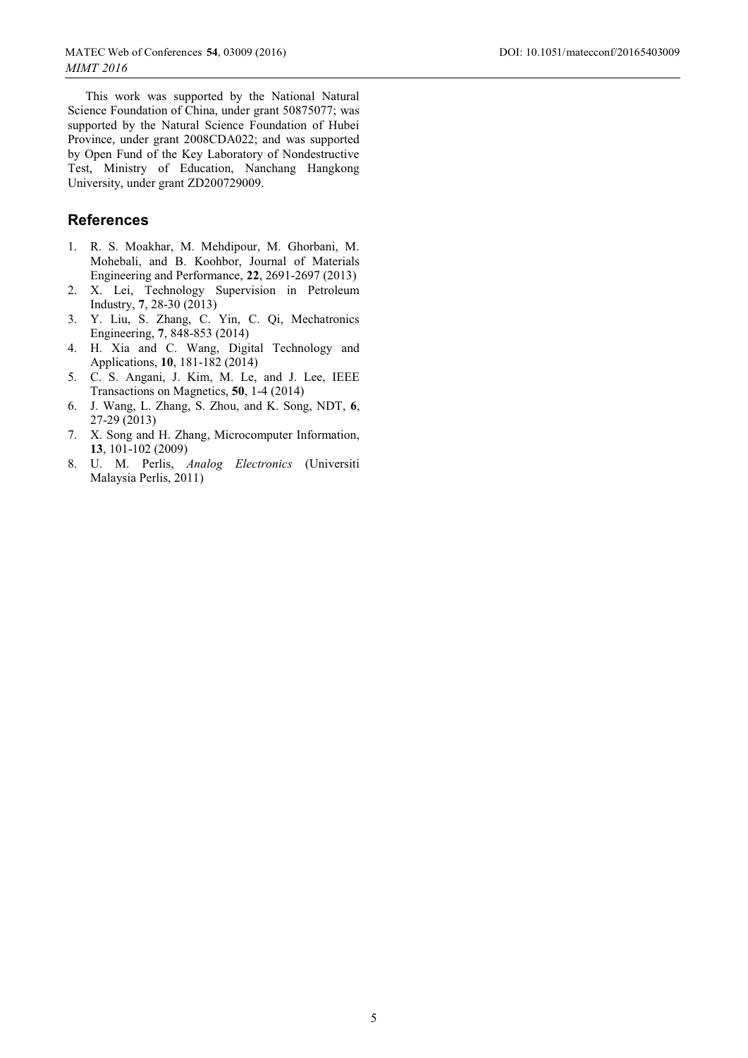This work was supported by the National Natural Science Foundation of China, under grant 50875077; was supported by the Natural Science Foundation of Hubei Province, under grant 2008CDA022; and was supported by Open Fund of the Key Laboratory of Nondestructive Test, Ministry of Education, Nanchang Hangkong University, under grant ZD200729009.

## References

1. R. S. Moakhar, M. Mehdipour, M. Ghorbani, M. Mohebali, and B. Koohbor, Journal of Materials Engineering and Performance, **22**, 2691-2697 (2013)
2. X. Lei, Technology Supervision in Petroleum Industry, **7**, 28-30 (2013)
3. Y. Liu, S. Zhang, C. Yin, C. Qi, Mechatronics Engineering, **7**, 848-853 (2014)
4. H. Xia and C. Wang, Digital Technology and Applications, **10**, 181-182 (2014)
5. C. S. Angani, J. Kim, M. Le, and J. Lee, IEEE Transactions on Magnetics, **50**, 1-4 (2014)
6. J. Wang, L. Zhang, S. Zhou, and K. Song, NDT, **6**, 27-29 (2013)
7. X. Song and H. Zhang, Microcomputer Information, **13**, 101-102 (2009)
8. U. M. Perlis, *Analog Electronics* (Universiti Malaysia Perlis, 2011)